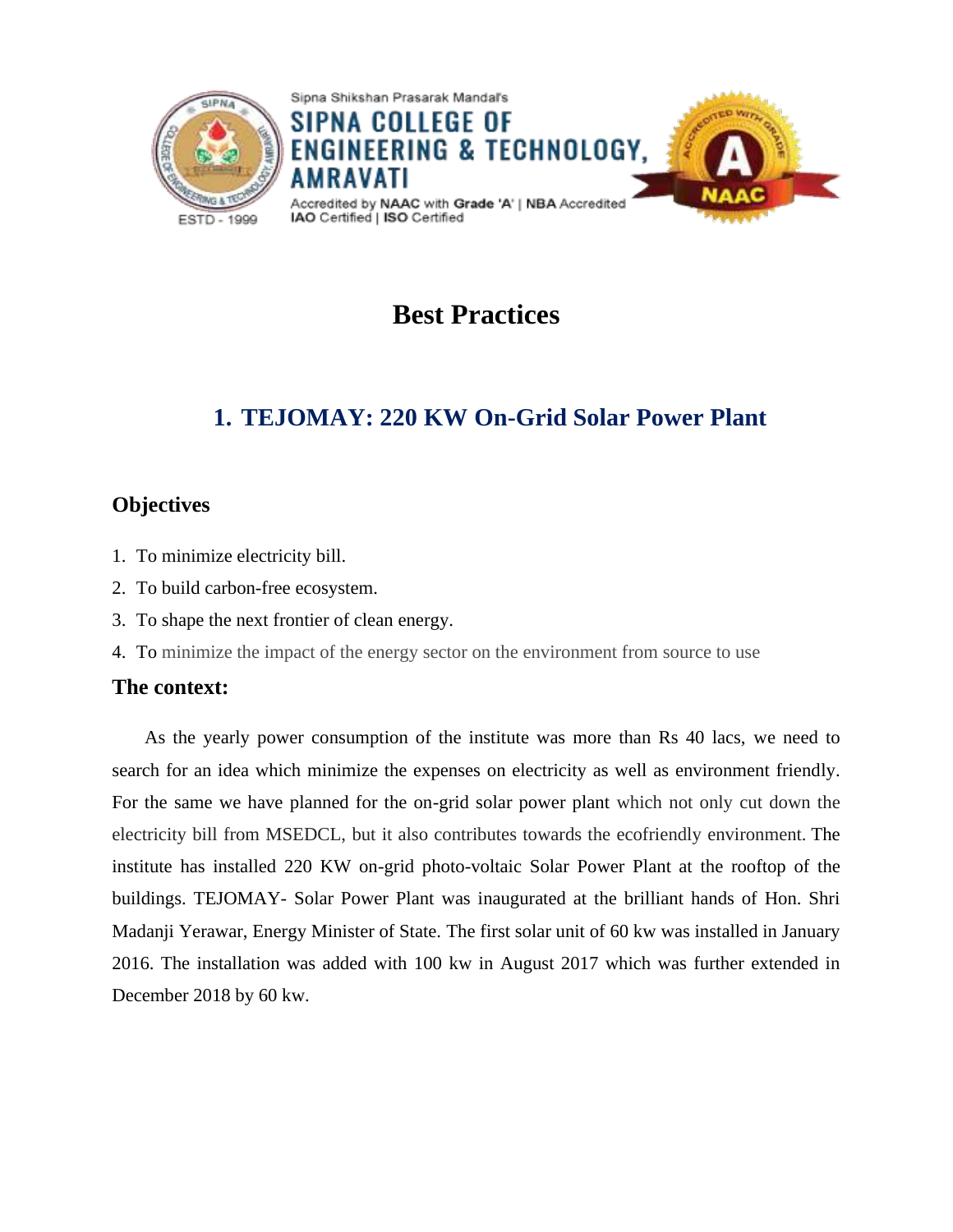Sipna Shikshan Prasarak Mandal's

**SIPNA COLLEGE OF ENGINEERING & TECHNOLOGY, AMRAVATI**

Accredited by **NAAC** with **Grade 'A'** | **NBA** Accredited
**IAO** Certified | **ISO** Certified

ESTD - 1999

# Best Practices

## 1. TEJOMAY: 220 KW On-Grid Solar Power Plant

### Objectives

1. To minimize electricity bill.
2. To build carbon-free ecosystem.
3. To shape the next frontier of clean energy.
4. To minimize the impact of the energy sector on the environment from source to use

### The context:

As the yearly power consumption of the institute was more than Rs 40 lacs, we need to search for an idea which minimize the expenses on electricity as well as environment friendly. For the same we have planned for the on-grid solar power plant which not only cut down the electricity bill from MSEDCL, but it also contributes towards the ecofriendly environment. The institute has installed 220 KW on-grid photo-voltaic Solar Power Plant at the rooftop of the buildings. TEJOMAY- Solar Power Plant was inaugurated at the brilliant hands of Hon. Shri Madanji Yerawar, Energy Minister of State. The first solar unit of 60 kw was installed in January 2016. The installation was added with 100 kw in August 2017 which was further extended in December 2018 by 60 kw.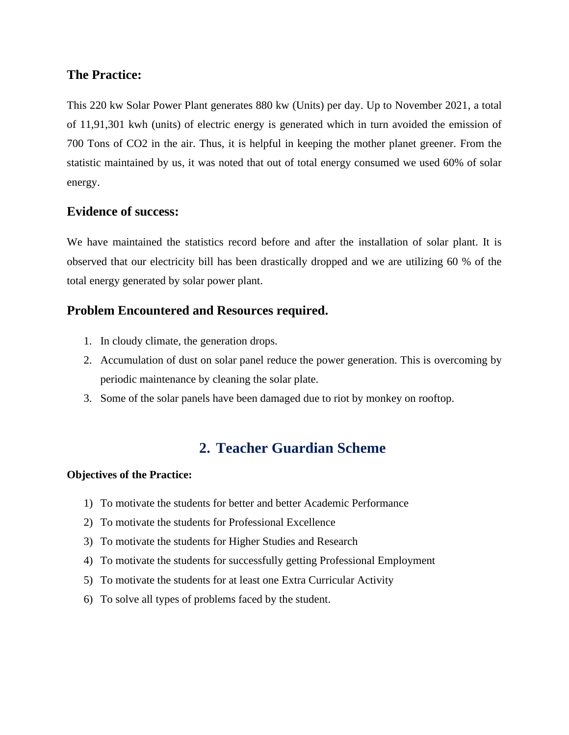### The Practice:

This 220 kw Solar Power Plant generates 880 kw (Units) per day. Up to November 2021, a total of 11,91,301 kwh (units) of electric energy is generated which in turn avoided the emission of 700 Tons of $CO_2$ in the air. Thus, it is helpful in keeping the mother planet greener. From the statistic maintained by us, it was noted that out of total energy consumed we used 60% of solar energy.

### Evidence of success:

We have maintained the statistics record before and after the installation of solar plant. It is observed that our electricity bill has been drastically dropped and we are utilizing 60 % of the total energy generated by solar power plant.

### Problem Encountered and Resources required.

1. In cloudy climate, the generation drops.
2. Accumulation of dust on solar panel reduce the power generation. This is overcoming by periodic maintenance by cleaning the solar plate.
3. Some of the solar panels have been damaged due to riot by monkey on rooftop.

## 2. Teacher Guardian Scheme

**Objectives of the Practice:**

1) To motivate the students for better and better Academic Performance
2) To motivate the students for Professional Excellence
3) To motivate the students for Higher Studies and Research
4) To motivate the students for successfully getting Professional Employment
5) To motivate the students for at least one Extra Curricular Activity
6) To solve all types of problems faced by the student.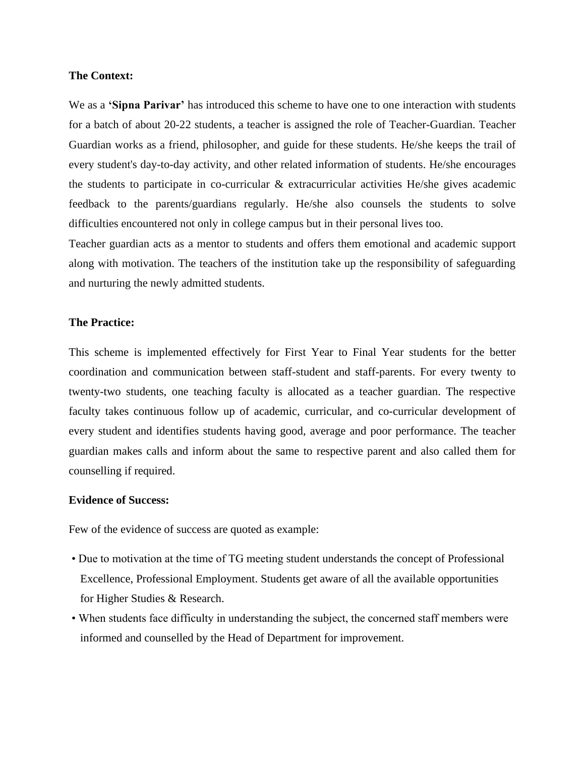**The Context:**

We as a **'Sipna Parivar'** has introduced this scheme to have one to one interaction with students for a batch of about 20-22 students, a teacher is assigned the role of Teacher-Guardian. Teacher Guardian works as a friend, philosopher, and guide for these students. He/she keeps the trail of every student's day-to-day activity, and other related information of students. He/she encourages the students to participate in co-curricular & extracurricular activities He/she gives academic feedback to the parents/guardians regularly. He/she also counsels the students to solve difficulties encountered not only in college campus but in their personal lives too.

Teacher guardian acts as a mentor to students and offers them emotional and academic support along with motivation. The teachers of the institution take up the responsibility of safeguarding and nurturing the newly admitted students.

**The Practice:**

This scheme is implemented effectively for First Year to Final Year students for the better coordination and communication between staff-student and staff-parents. For every twenty to twenty-two students, one teaching faculty is allocated as a teacher guardian. The respective faculty takes continuous follow up of academic, curricular, and co-curricular development of every student and identifies students having good, average and poor performance. The teacher guardian makes calls and inform about the same to respective parent and also called them for counselling if required.

**Evidence of Success:**

Few of the evidence of success are quoted as example:

- Due to motivation at the time of TG meeting student understands the concept of Professional Excellence, Professional Employment. Students get aware of all the available opportunities for Higher Studies & Research.
- When students face difficulty in understanding the subject, the concerned staff members were informed and counselled by the Head of Department for improvement.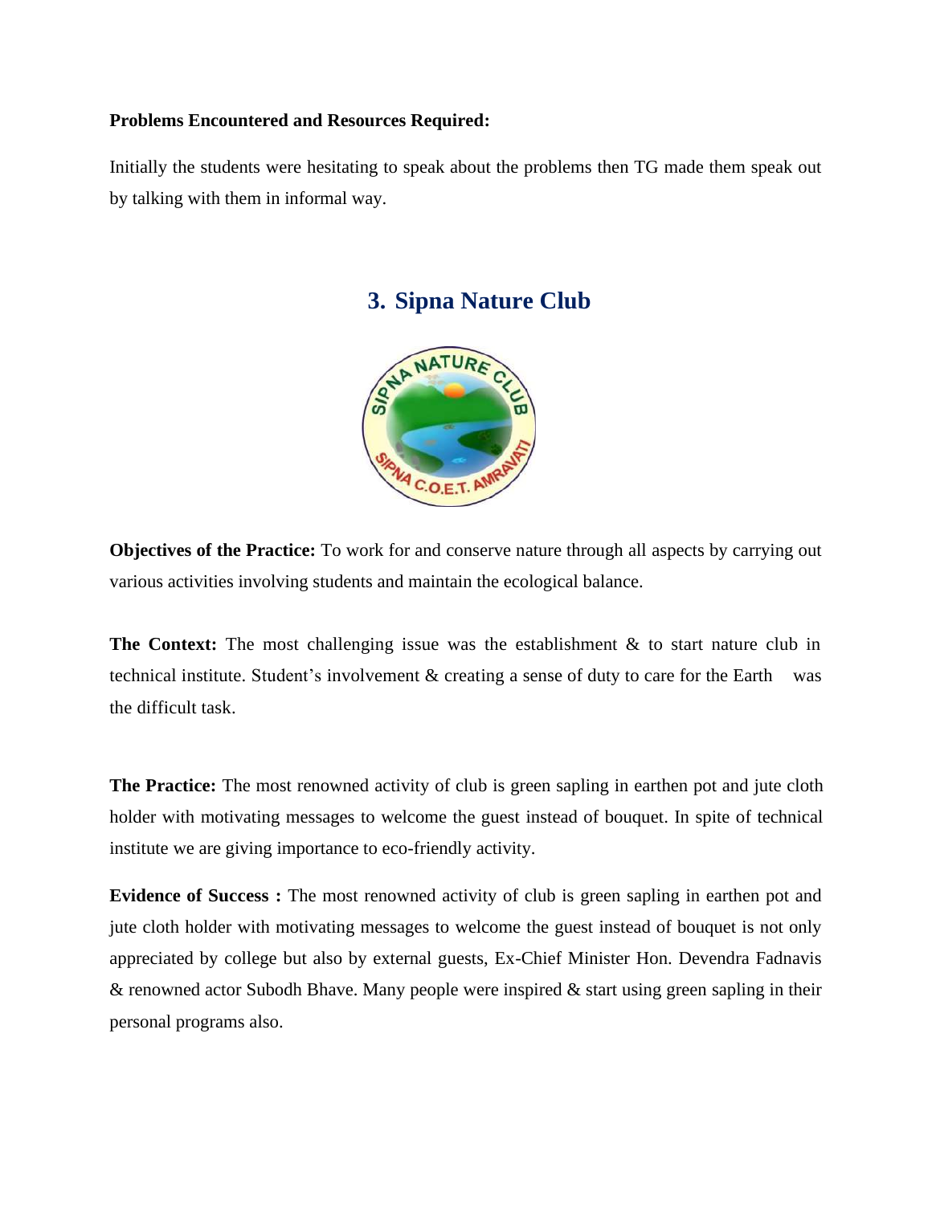**Problems Encountered and Resources Required:**

Initially the students were hesitating to speak about the problems then TG made them speak out by talking with them in informal way.

## 3. Sipna Nature Club

**Objectives of the Practice:** To work for and conserve nature through all aspects by carrying out various activities involving students and maintain the ecological balance.

**The Context:** The most challenging issue was the establishment & to start nature club in technical institute. Student's involvement & creating a sense of duty to care for the Earth was the difficult task.

**The Practice:** The most renowned activity of club is green sapling in earthen pot and jute cloth holder with motivating messages to welcome the guest instead of bouquet. In spite of technical institute we are giving importance to eco-friendly activity.

**Evidence of Success :** The most renowned activity of club is green sapling in earthen pot and jute cloth holder with motivating messages to welcome the guest instead of bouquet is not only appreciated by college but also by external guests, Ex-Chief Minister Hon. Devendra Fadnavis & renowned actor Subodh Bhave. Many people were inspired & start using green sapling in their personal programs also.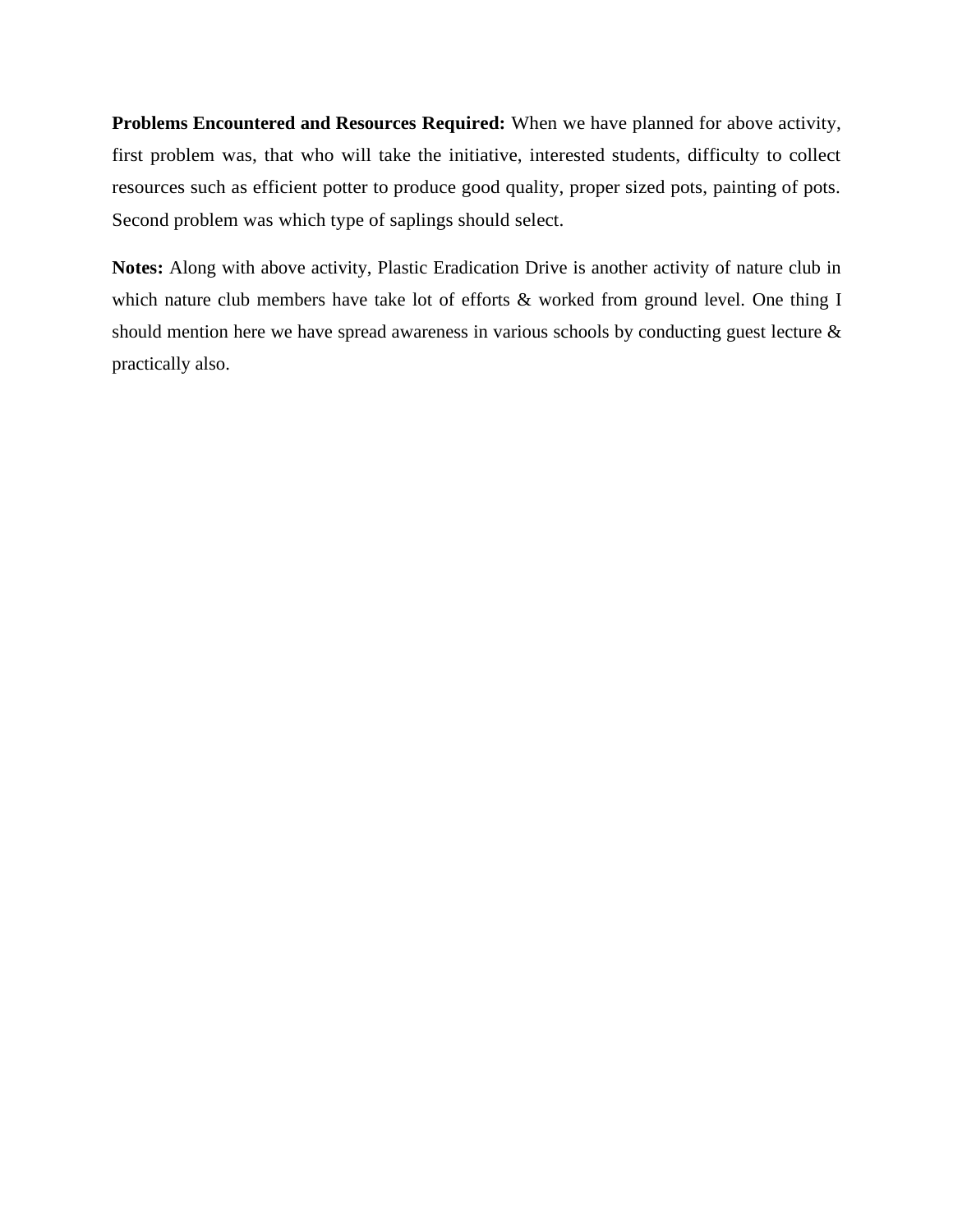**Problems Encountered and Resources Required:** When we have planned for above activity, first problem was, that who will take the initiative, interested students, difficulty to collect resources such as efficient potter to produce good quality, proper sized pots, painting of pots. Second problem was which type of saplings should select.

**Notes:** Along with above activity, Plastic Eradication Drive is another activity of nature club in which nature club members have take lot of efforts & worked from ground level. One thing I should mention here we have spread awareness in various schools by conducting guest lecture & practically also.